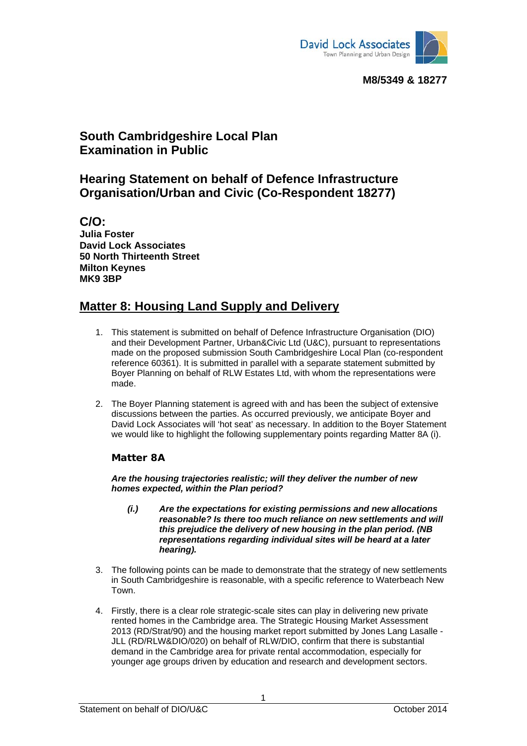M8/5349 & 18277

# South Cambridgeshire Local Plan Examination in Public

## Hearing Statement on behalf of Defence Infrastructure Organisation/Urban and Civic (Co-Respondent 18277)

## C/O:

**Julia Foster**
**David Lock Associates**
**50 North Thirteenth Street**
**Milton Keynes**
**MK9 3BP**

## Matter 8: Housing Land Supply and Delivery

1. This statement is submitted on behalf of Defence Infrastructure Organisation (DIO) and their Development Partner, Urban&Civic Ltd (U&C), pursuant to representations made on the proposed submission South Cambridgeshire Local Plan (co-respondent reference 60361). It is submitted in parallel with a separate statement submitted by Boyer Planning on behalf of RLW Estates Ltd, with whom the representations were made.

2. The Boyer Planning statement is agreed with and has been the subject of extensive discussions between the parties. As occurred previously, we anticipate Boyer and David Lock Associates will 'hot seat' as necessary. In addition to the Boyer Statement we would like to highlight the following supplementary points regarding Matter 8A (i).

### Matter 8A

***Are the housing trajectories realistic; will they deliver the number of new homes expected, within the Plan period?***

> ***(i.) Are the expectations for existing permissions and new allocations reasonable? Is there too much reliance on new settlements and will this prejudice the delivery of new housing in the plan period. (NB representations regarding individual sites will be heard at a later hearing).***

3. The following points can be made to demonstrate that the strategy of new settlements in South Cambridgeshire is reasonable, with a specific reference to Waterbeach New Town.

4. Firstly, there is a clear role strategic-scale sites can play in delivering new private rented homes in the Cambridge area. The Strategic Housing Market Assessment 2013 (RD/Strat/90) and the housing market report submitted by Jones Lang Lasalle - JLL (RD/RLW&DIO/020) on behalf of RLW/DIO, confirm that there is substantial demand in the Cambridge area for private rental accommodation, especially for younger age groups driven by education and research and development sectors.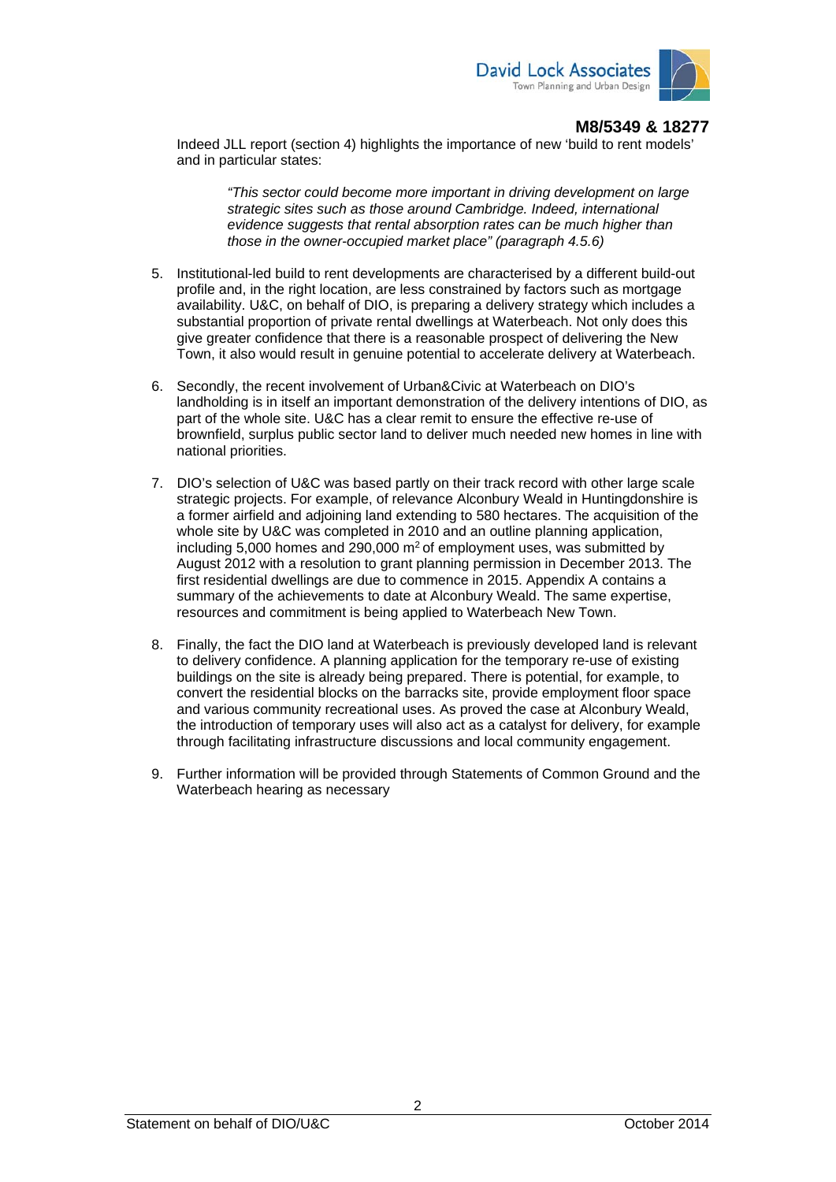**M8/5349 & 18277**

Indeed JLL report (section 4) highlights the importance of new 'build to rent models' and in particular states:

> *"This sector could become more important in driving development on large strategic sites such as those around Cambridge. Indeed, international evidence suggests that rental absorption rates can be much higher than those in the owner-occupied market place" (paragraph 4.5.6)*

5. Institutional-led build to rent developments are characterised by a different build-out profile and, in the right location, are less constrained by factors such as mortgage availability. U&C, on behalf of DIO, is preparing a delivery strategy which includes a substantial proportion of private rental dwellings at Waterbeach. Not only does this give greater confidence that there is a reasonable prospect of delivering the New Town, it also would result in genuine potential to accelerate delivery at Waterbeach.

6. Secondly, the recent involvement of Urban&Civic at Waterbeach on DIO's landholding is in itself an important demonstration of the delivery intentions of DIO, as part of the whole site. U&C has a clear remit to ensure the effective re-use of brownfield, surplus public sector land to deliver much needed new homes in line with national priorities.

7. DIO's selection of U&C was based partly on their track record with other large scale strategic projects. For example, of relevance Alconbury Weald in Huntingdonshire is a former airfield and adjoining land extending to 580 hectares. The acquisition of the whole site by U&C was completed in 2010 and an outline planning application, including 5,000 homes and 290,000 m$^2$ of employment uses, was submitted by August 2012 with a resolution to grant planning permission in December 2013. The first residential dwellings are due to commence in 2015. Appendix A contains a summary of the achievements to date at Alconbury Weald. The same expertise, resources and commitment is being applied to Waterbeach New Town.

8. Finally, the fact the DIO land at Waterbeach is previously developed land is relevant to delivery confidence. A planning application for the temporary re-use of existing buildings on the site is already being prepared. There is potential, for example, to convert the residential blocks on the barracks site, provide employment floor space and various community recreational uses. As proved the case at Alconbury Weald, the introduction of temporary uses will also act as a catalyst for delivery, for example through facilitating infrastructure discussions and local community engagement.

9. Further information will be provided through Statements of Common Ground and the Waterbeach hearing as necessary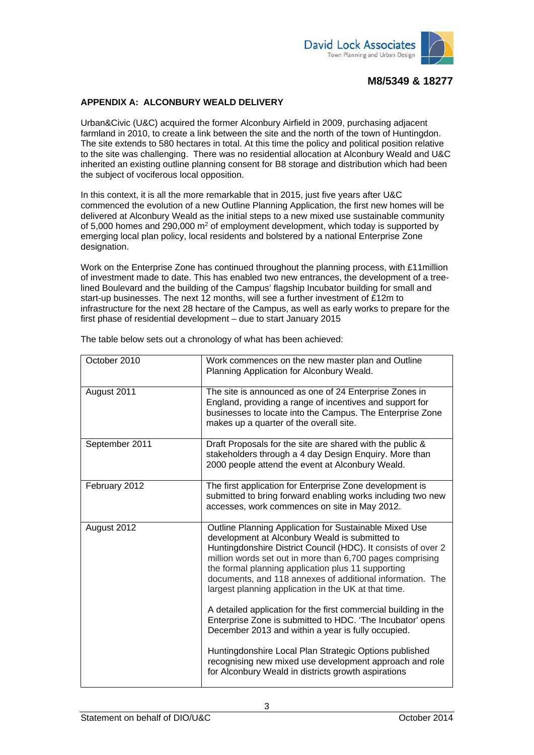**M8/5349 & 18277**

**APPENDIX A: ALCONBURY WEALD DELIVERY**

Urban&Civic (U&C) acquired the former Alconbury Airfield in 2009, purchasing adjacent farmland in 2010, to create a link between the site and the north of the town of Huntingdon. The site extends to 580 hectares in total. At this time the policy and political position relative to the site was challenging. There was no residential allocation at Alconbury Weald and U&C inherited an existing outline planning consent for B8 storage and distribution which had been the subject of vociferous local opposition.

In this context, it is all the more remarkable that in 2015, just five years after U&C commenced the evolution of a new Outline Planning Application, the first new homes will be delivered at Alconbury Weald as the initial steps to a new mixed use sustainable community of 5,000 homes and 290,000 $m^2$ of employment development, which today is supported by emerging local plan policy, local residents and bolstered by a national Enterprise Zone designation.

Work on the Enterprise Zone has continued throughout the planning process, with £11million of investment made to date. This has enabled two new entrances, the development of a tree-lined Boulevard and the building of the Campus' flagship Incubator building for small and start-up businesses. The next 12 months, will see a further investment of £12m to infrastructure for the next 28 hectare of the Campus, as well as early works to prepare for the first phase of residential development – due to start January 2015

The table below sets out a chronology of what has been achieved:

| | |
|---|---|
| October 2010 | Work commences on the new master plan and Outline Planning Application for Alconbury Weald. |
| August 2011 | The site is announced as one of 24 Enterprise Zones in England, providing a range of incentives and support for businesses to locate into the Campus. The Enterprise Zone makes up a quarter of the overall site. |
| September 2011 | Draft Proposals for the site are shared with the public & stakeholders through a 4 day Design Enquiry. More than 2000 people attend the event at Alconbury Weald. |
| February 2012 | The first application for Enterprise Zone development is submitted to bring forward enabling works including two new accesses, work commences on site in May 2012. |
| August 2012 | Outline Planning Application for Sustainable Mixed Use development at Alconbury Weald is submitted to Huntingdonshire District Council (HDC). It consists of over 2 million words set out in more than 6,700 pages comprising the formal planning application plus 11 supporting documents, and 118 annexes of additional information. The largest planning application in the UK at that time.<br><br>A detailed application for the first commercial building in the Enterprise Zone is submitted to HDC. 'The Incubator' opens December 2013 and within a year is fully occupied.<br><br>Huntingdonshire Local Plan Strategic Options published recognising new mixed use development approach and role for Alconbury Weald in districts growth aspirations |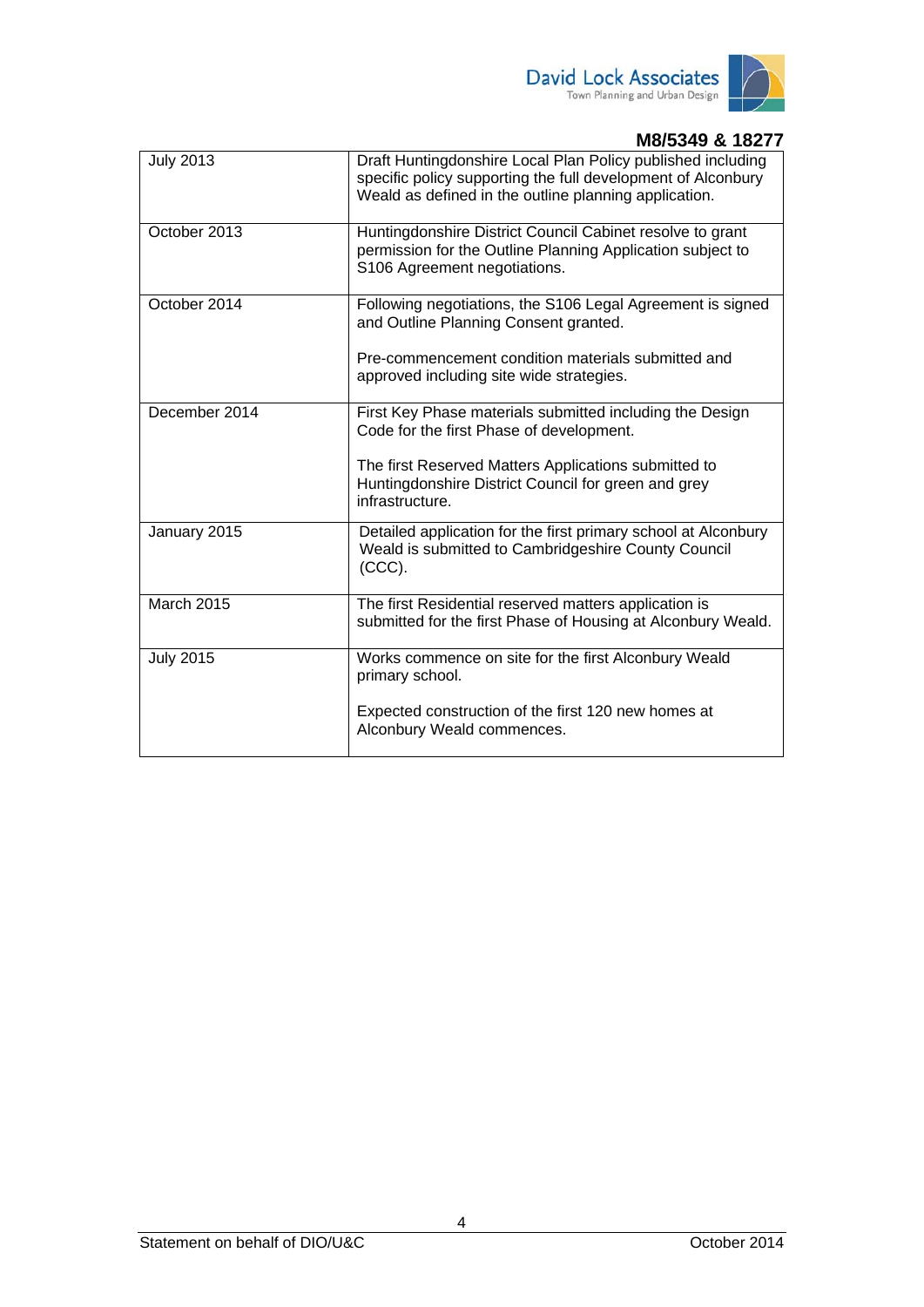M8/5349 & 18277

| | |
|---|---|
| July 2013 | Draft Huntingdonshire Local Plan Policy published including specific policy supporting the full development of Alconbury Weald as defined in the outline planning application. |
| October 2013 | Huntingdonshire District Council Cabinet resolve to grant permission for the Outline Planning Application subject to S106 Agreement negotiations. |
| October 2014 | Following negotiations, the S106 Legal Agreement is signed and Outline Planning Consent granted.<br><br>Pre-commencement condition materials submitted and approved including site wide strategies. |
| December 2014 | First Key Phase materials submitted including the Design Code for the first Phase of development.<br><br>The first Reserved Matters Applications submitted to Huntingdonshire District Council for green and grey infrastructure. |
| January 2015 | Detailed application for the first primary school at Alconbury Weald is submitted to Cambridgeshire County Council (CCC). |
| March 2015 | The first Residential reserved matters application is submitted for the first Phase of Housing at Alconbury Weald. |
| July 2015 | Works commence on site for the first Alconbury Weald primary school.<br><br>Expected construction of the first 120 new homes at Alconbury Weald commences. |